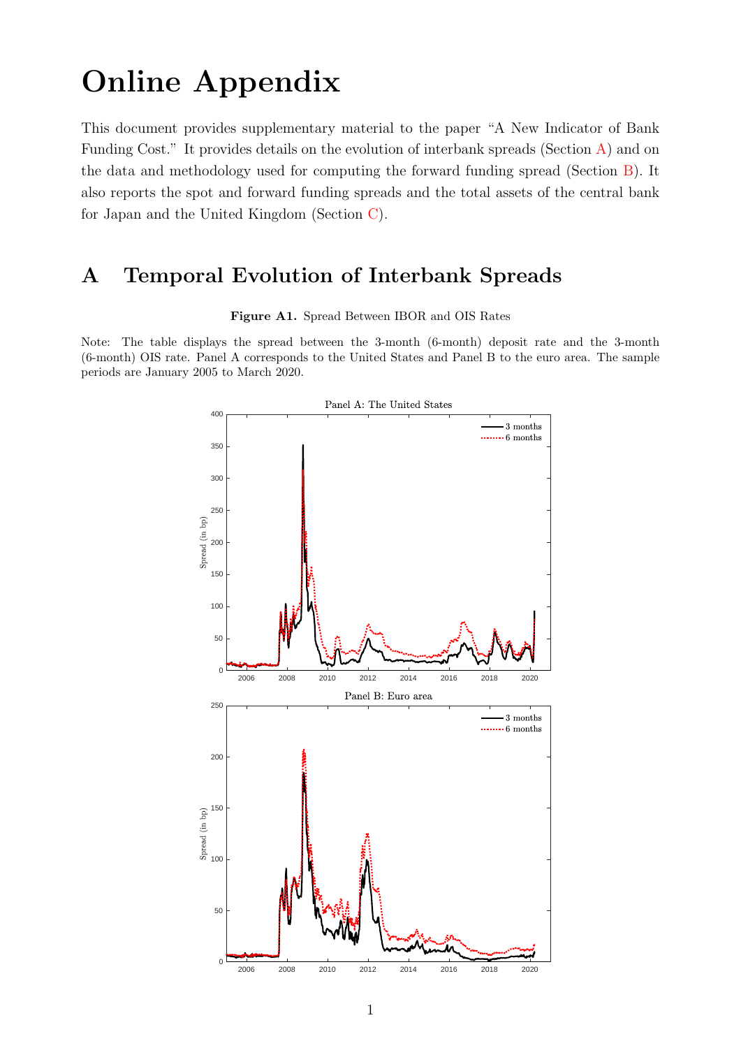# Online Appendix

This document provides supplementary material to the paper "A New Indicator of Bank Funding Cost." It provides details on the evolution of interbank spreads (Section A) and on the data and methodology used for computing the forward funding spread (Section B). It also reports the spot and forward funding spreads and the total assets of the central bank for Japan and the United Kingdom (Section C).

## A Temporal Evolution of Interbank Spreads

**Figure A1.** Spread Between IBOR and OIS Rates

Note: The table displays the spread between the 3-month (6-month) deposit rate and the 3-month (6-month) OIS rate. Panel A corresponds to the United States and Panel B to the euro area. The sample periods are January 2005 to March 2020.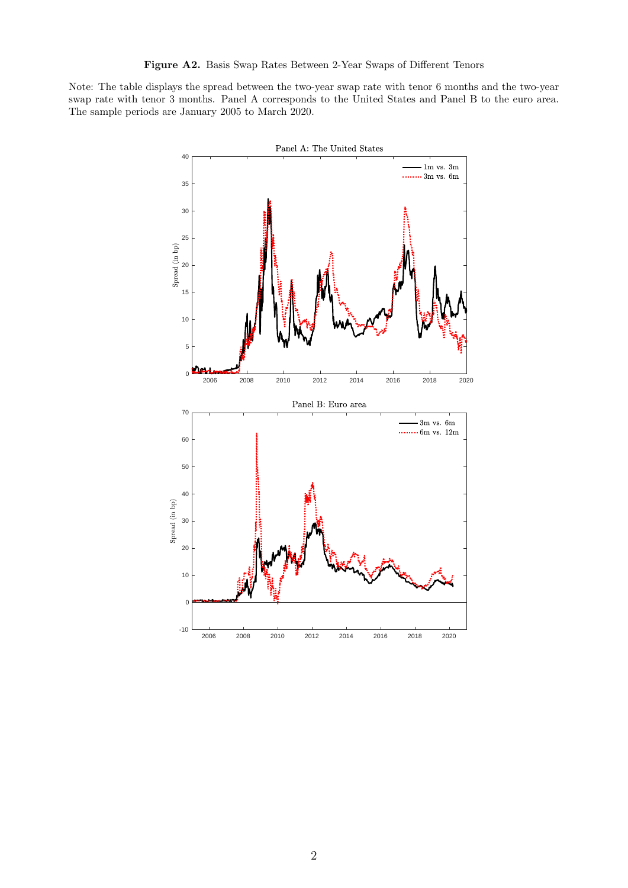**Figure A2.** Basis Swap Rates Between 2-Year Swaps of Different Tenors

Note: The table displays the spread between the two-year swap rate with tenor 6 months and the two-year swap rate with tenor 3 months. Panel A corresponds to the United States and Panel B to the euro area. The sample periods are January 2005 to March 2020.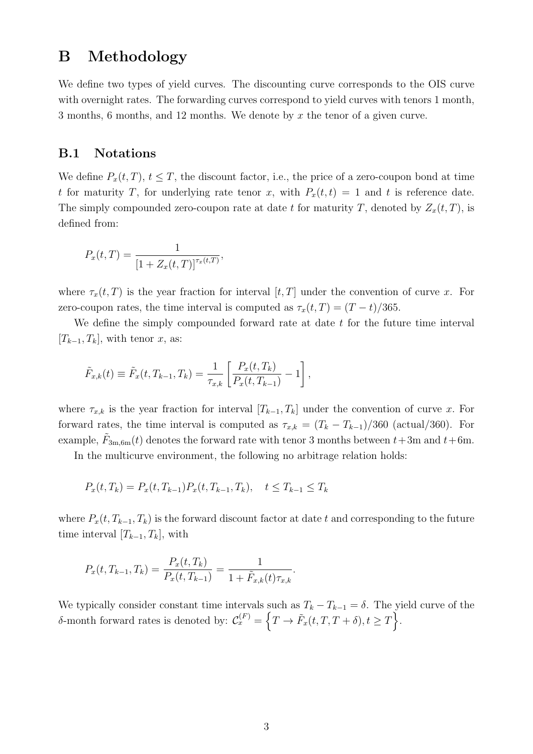# B Methodology

We define two types of yield curves. The discounting curve corresponds to the OIS curve with overnight rates. The forwarding curves correspond to yield curves with tenors 1 month, 3 months, 6 months, and 12 months. We denote by $x$ the tenor of a given curve.

## B.1 Notations

We define $P_x(t,T)$, $t \leq T$, the discount factor, i.e., the price of a zero-coupon bond at time $t$ for maturity $T$, for underlying rate tenor $x$, with $P_x(t,t) = 1$ and $t$ is reference date. The simply compounded zero-coupon rate at date $t$ for maturity $T$, denoted by $Z_x(t,T)$, is defined from:

$$P_x(t,T) = \frac{1}{\left[1 + Z_x(t,T)\right]^{\tau_x(t,T)}},$$

where $\tau_x(t,T)$ is the year fraction for interval $[t,T]$ under the convention of curve $x$. For zero-coupon rates, the time interval is computed as $\tau_x(t,T) = (T-t)/365$.

We define the simply compounded forward rate at date $t$ for the future time interval $[T_{k-1}, T_k]$, with tenor $x$, as:

$$\tilde{F}_{x,k}(t) \equiv \tilde{F}_x(t, T_{k-1}, T_k) = \frac{1}{\tau_{x,k}} \left[ \frac{P_x(t,T_k)}{P_x(t,T_{k-1})} - 1 \right],$$

where $\tau_{x,k}$ is the year fraction for interval $[T_{k-1}, T_k]$ under the convention of curve $x$. For forward rates, the time interval is computed as $\tau_{x,k} = (T_k - T_{k-1})/360$ (actual/360). For example, $\tilde{F}_{3\text{m},6\text{m}}(t)$ denotes the forward rate with tenor 3 months between $t+3$m and $t+6$m.

In the multicurve environment, the following no arbitrage relation holds:

$$P_x(t,T_k) = P_x(t,T_{k-1}) P_x(t, T_{k-1}, T_k), \quad t \leq T_{k-1} \leq T_k$$

where $P_x(t, T_{k-1}, T_k)$ is the forward discount factor at date $t$ and corresponding to the future time interval $[T_{k-1}, T_k]$, with

$$P_x(t, T_{k-1}, T_k) = \frac{P_x(t,T_k)}{P_x(t,T_{k-1})} = \frac{1}{1 + \tilde{F}_{x,k}(t)\tau_{x,k}}.$$

We typically consider constant time intervals such as $T_k - T_{k-1} = \delta$. The yield curve of the $\delta$-month forward rates is denoted by: $\mathcal{C}_x^{(F)} = \left\{ T \to \tilde{F}_x(t, T, T+\delta), t \geq T \right\}$.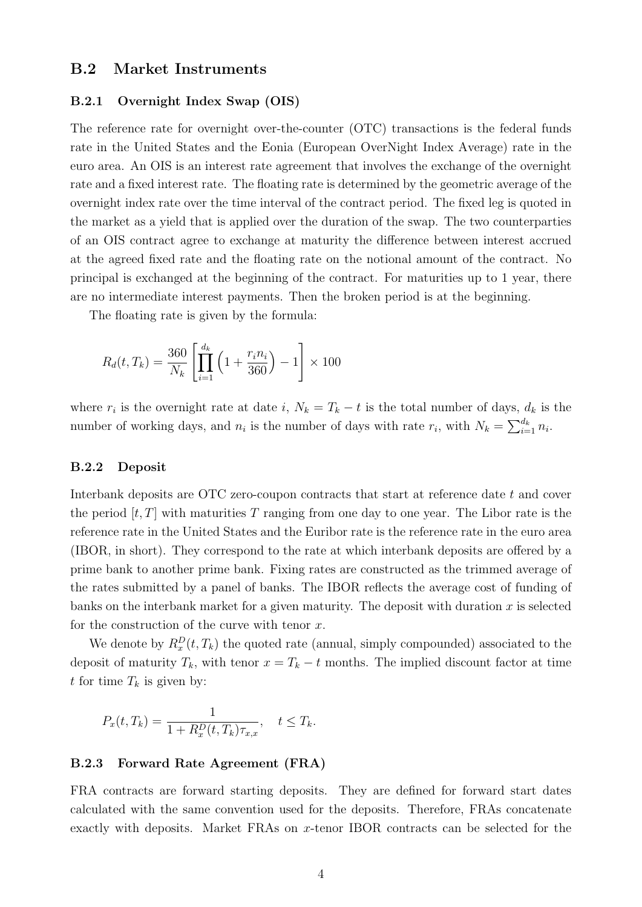## B.2 Market Instruments

### B.2.1 Overnight Index Swap (OIS)

The reference rate for overnight over-the-counter (OTC) transactions is the federal funds rate in the United States and the Eonia (European OverNight Index Average) rate in the euro area. An OIS is an interest rate agreement that involves the exchange of the overnight rate and a fixed interest rate. The floating rate is determined by the geometric average of the overnight index rate over the time interval of the contract period. The fixed leg is quoted in the market as a yield that is applied over the duration of the swap. The two counterparties of an OIS contract agree to exchange at maturity the difference between interest accrued at the agreed fixed rate and the floating rate on the notional amount of the contract. No principal is exchanged at the beginning of the contract. For maturities up to 1 year, there are no intermediate interest payments. Then the broken period is at the beginning.

The floating rate is given by the formula:

$$R_d(t, T_k) = \frac{360}{N_k} \left[ \prod_{i=1}^{d_k} \left(1 + \frac{r_i n_i}{360}\right) - 1 \right] \times 100$$

where $r_i$ is the overnight rate at date $i$, $N_k = T_k - t$ is the total number of days, $d_k$ is the number of working days, and $n_i$ is the number of days with rate $r_i$, with $N_k = \sum_{i=1}^{d_k} n_i$.

### B.2.2 Deposit

Interbank deposits are OTC zero-coupon contracts that start at reference date $t$ and cover the period $[t, T]$ with maturities $T$ ranging from one day to one year. The Libor rate is the reference rate in the United States and the Euribor rate is the reference rate in the euro area (IBOR, in short). They correspond to the rate at which interbank deposits are offered by a prime bank to another prime bank. Fixing rates are constructed as the trimmed average of the rates submitted by a panel of banks. The IBOR reflects the average cost of funding of banks on the interbank market for a given maturity. The deposit with duration $x$ is selected for the construction of the curve with tenor $x$.

We denote by $R_x^D(t, T_k)$ the quoted rate (annual, simply compounded) associated to the deposit of maturity $T_k$, with tenor $x = T_k - t$ months. The implied discount factor at time $t$ for time $T_k$ is given by:

$$P_x(t, T_k) = \frac{1}{1 + R_x^D(t, T_k)\tau_{x,x}}, \quad t \leq T_k.$$

### B.2.3 Forward Rate Agreement (FRA)

FRA contracts are forward starting deposits. They are defined for forward start dates calculated with the same convention used for the deposits. Therefore, FRAs concatenate exactly with deposits. Market FRAs on $x$-tenor IBOR contracts can be selected for the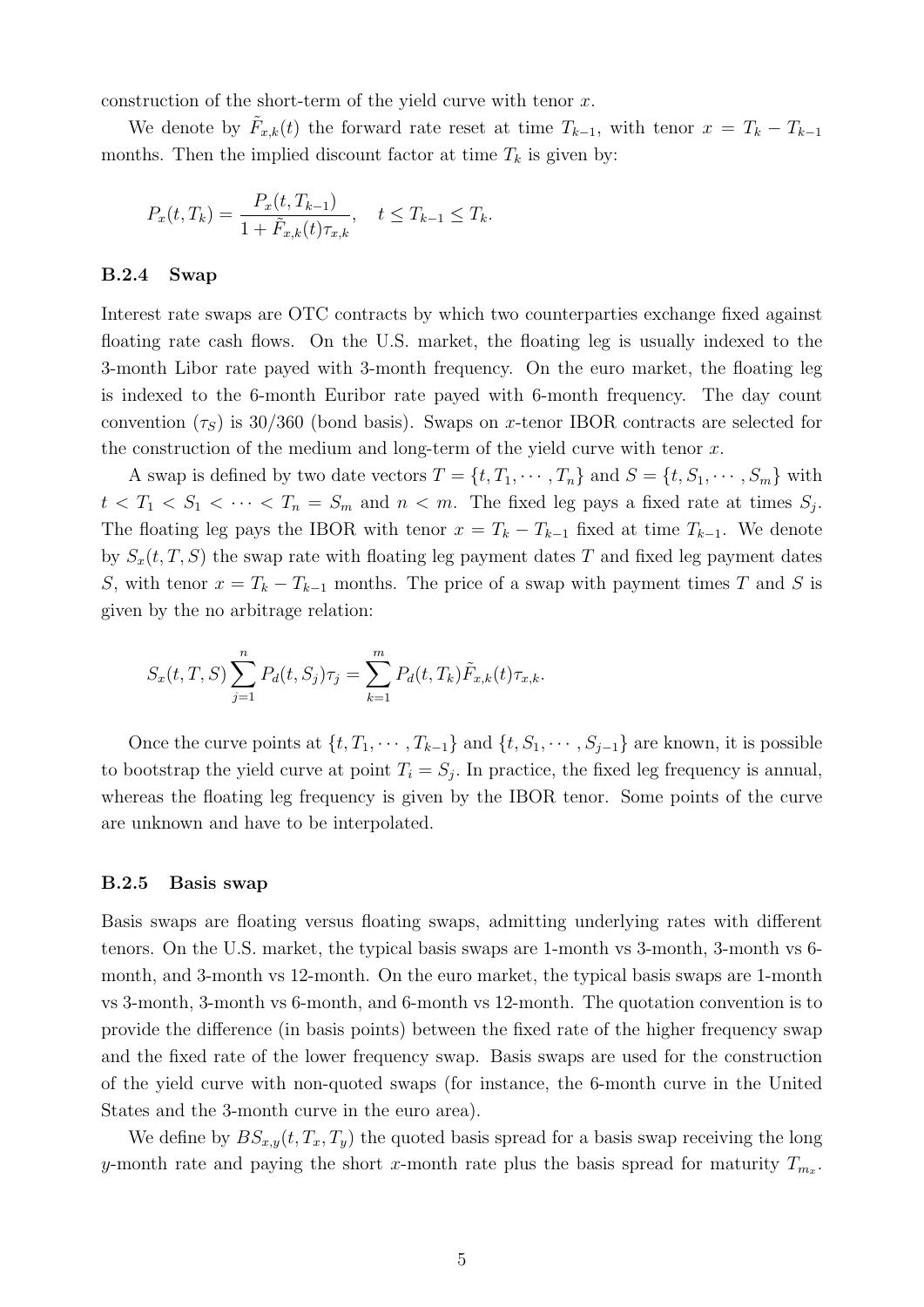construction of the short-term of the yield curve with tenor $x$.

We denote by $\tilde{F}_{x,k}(t)$ the forward rate reset at time $T_{k-1}$, with tenor $x = T_k - T_{k-1}$ months. Then the implied discount factor at time $T_k$ is given by:

$$P_x(t, T_k) = \frac{P_x(t, T_{k-1})}{1 + \tilde{F}_{x,k}(t)\tau_{x,k}}, \quad t \leq T_{k-1} \leq T_k.$$

### B.2.4 Swap

Interest rate swaps are OTC contracts by which two counterparties exchange fixed against floating rate cash flows. On the U.S. market, the floating leg is usually indexed to the 3-month Libor rate payed with 3-month frequency. On the euro market, the floating leg is indexed to the 6-month Euribor rate payed with 6-month frequency. The day count convention ($\tau_S$) is 30/360 (bond basis). Swaps on $x$-tenor IBOR contracts are selected for the construction of the medium and long-term of the yield curve with tenor $x$.

A swap is defined by two date vectors $T = \{t, T_1, \cdots, T_n\}$ and $S = \{t, S_1, \cdots, S_m\}$ with $t < T_1 < S_1 < \cdots < T_n = S_m$ and $n < m$. The fixed leg pays a fixed rate at times $S_j$. The floating leg pays the IBOR with tenor $x = T_k - T_{k-1}$ fixed at time $T_{k-1}$. We denote by $S_x(t, T, S)$ the swap rate with floating leg payment dates $T$ and fixed leg payment dates $S$, with tenor $x = T_k - T_{k-1}$ months. The price of a swap with payment times $T$ and $S$ is given by the no arbitrage relation:

$$S_x(t, T, S) \sum_{j=1}^{n} P_d(t, S_j)\tau_j = \sum_{k=1}^{m} P_d(t, T_k)\tilde{F}_{x,k}(t)\tau_{x,k}.$$

Once the curve points at $\{t, T_1, \cdots, T_{k-1}\}$ and $\{t, S_1, \cdots, S_{j-1}\}$ are known, it is possible to bootstrap the yield curve at point $T_i = S_j$. In practice, the fixed leg frequency is annual, whereas the floating leg frequency is given by the IBOR tenor. Some points of the curve are unknown and have to be interpolated.

### B.2.5 Basis swap

Basis swaps are floating versus floating swaps, admitting underlying rates with different tenors. On the U.S. market, the typical basis swaps are 1-month vs 3-month, 3-month vs 6-month, and 3-month vs 12-month. On the euro market, the typical basis swaps are 1-month vs 3-month, 3-month vs 6-month, and 6-month vs 12-month. The quotation convention is to provide the difference (in basis points) between the fixed rate of the higher frequency swap and the fixed rate of the lower frequency swap. Basis swaps are used for the construction of the yield curve with non-quoted swaps (for instance, the 6-month curve in the United States and the 3-month curve in the euro area).

We define by $BS_{x,y}(t, T_x, T_y)$ the quoted basis spread for a basis swap receiving the long $y$-month rate and paying the short $x$-month rate plus the basis spread for maturity $T_{m_x}$.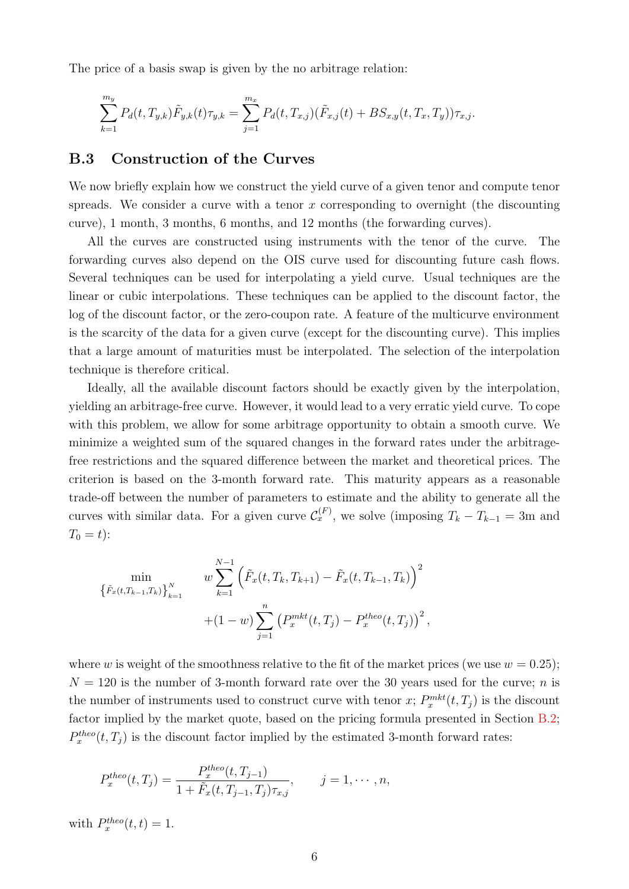The price of a basis swap is given by the no arbitrage relation:

$$\sum_{k=1}^{m_y} P_d(t, T_{y,k}) \tilde{F}_{y,k}(t) \tau_{y,k} = \sum_{j=1}^{m_x} P_d(t, T_{x,j})(\tilde{F}_{x,j}(t) + BS_{x,y}(t, T_x, T_y)) \tau_{x,j}.$$

## B.3 Construction of the Curves

We now briefly explain how we construct the yield curve of a given tenor and compute tenor spreads. We consider a curve with a tenor $x$ corresponding to overnight (the discounting curve), 1 month, 3 months, 6 months, and 12 months (the forwarding curves).

All the curves are constructed using instruments with the tenor of the curve. The forwarding curves also depend on the OIS curve used for discounting future cash flows. Several techniques can be used for interpolating a yield curve. Usual techniques are the linear or cubic interpolations. These techniques can be applied to the discount factor, the log of the discount factor, or the zero-coupon rate. A feature of the multicurve environment is the scarcity of the data for a given curve (except for the discounting curve). This implies that a large amount of maturities must be interpolated. The selection of the interpolation technique is therefore critical.

Ideally, all the available discount factors should be exactly given by the interpolation, yielding an arbitrage-free curve. However, it would lead to a very erratic yield curve. To cope with this problem, we allow for some arbitrage opportunity to obtain a smooth curve. We minimize a weighted sum of the squared changes in the forward rates under the arbitrage-free restrictions and the squared difference between the market and theoretical prices. The criterion is based on the 3-month forward rate. This maturity appears as a reasonable trade-off between the number of parameters to estimate and the ability to generate all the curves with similar data. For a given curve $\mathcal{C}_x^{(F)}$, we solve (imposing $T_k - T_{k-1} = 3\text{m}$ and $T_0 = t$):

$$\min_{\left\{\tilde{F}_x(t,T_{k-1},T_k)\right\}_{k=1}^{N}} \quad w \sum_{k=1}^{N-1} \left(\tilde{F}_x(t, T_k, T_{k+1}) - \tilde{F}_x(t, T_{k-1}, T_k)\right)^2 + (1-w) \sum_{j=1}^{n} \left(P_x^{mkt}(t, T_j) - P_x^{theo}(t, T_j)\right)^2,$$

where $w$ is weight of the smoothness relative to the fit of the market prices (we use $w = 0.25$); $N = 120$ is the number of 3-month forward rate over the 30 years used for the curve; $n$ is the number of instruments used to construct curve with tenor $x$; $P_x^{mkt}(t, T_j)$ is the discount factor implied by the market quote, based on the pricing formula presented in Section B.2; $P_x^{theo}(t, T_j)$ is the discount factor implied by the estimated 3-month forward rates:

$$P_x^{theo}(t, T_j) = \frac{P_x^{theo}(t, T_{j-1})}{1 + \tilde{F}_x(t, T_{j-1}, T_j)\tau_{x,j}}, \qquad j = 1, \cdots, n,$$

with $P_x^{theo}(t, t) = 1$.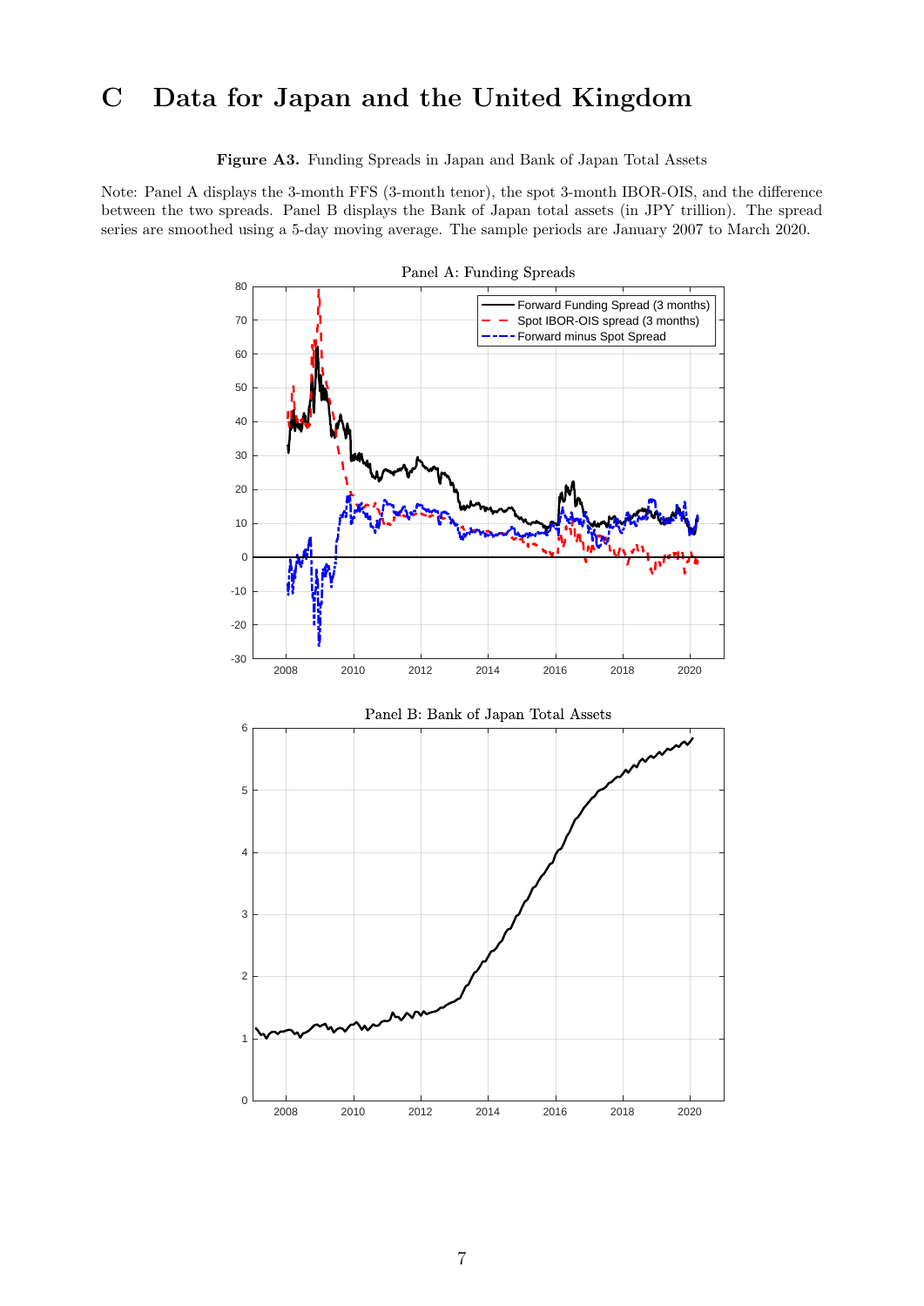# C Data for Japan and the United Kingdom

**Figure A3.** Funding Spreads in Japan and Bank of Japan Total Assets

Note: Panel A displays the 3-month FFS (3-month tenor), the spot 3-month IBOR-OIS, and the difference between the two spreads. Panel B displays the Bank of Japan total assets (in JPY trillion). The spread series are smoothed using a 5-day moving average. The sample periods are January 2007 to March 2020.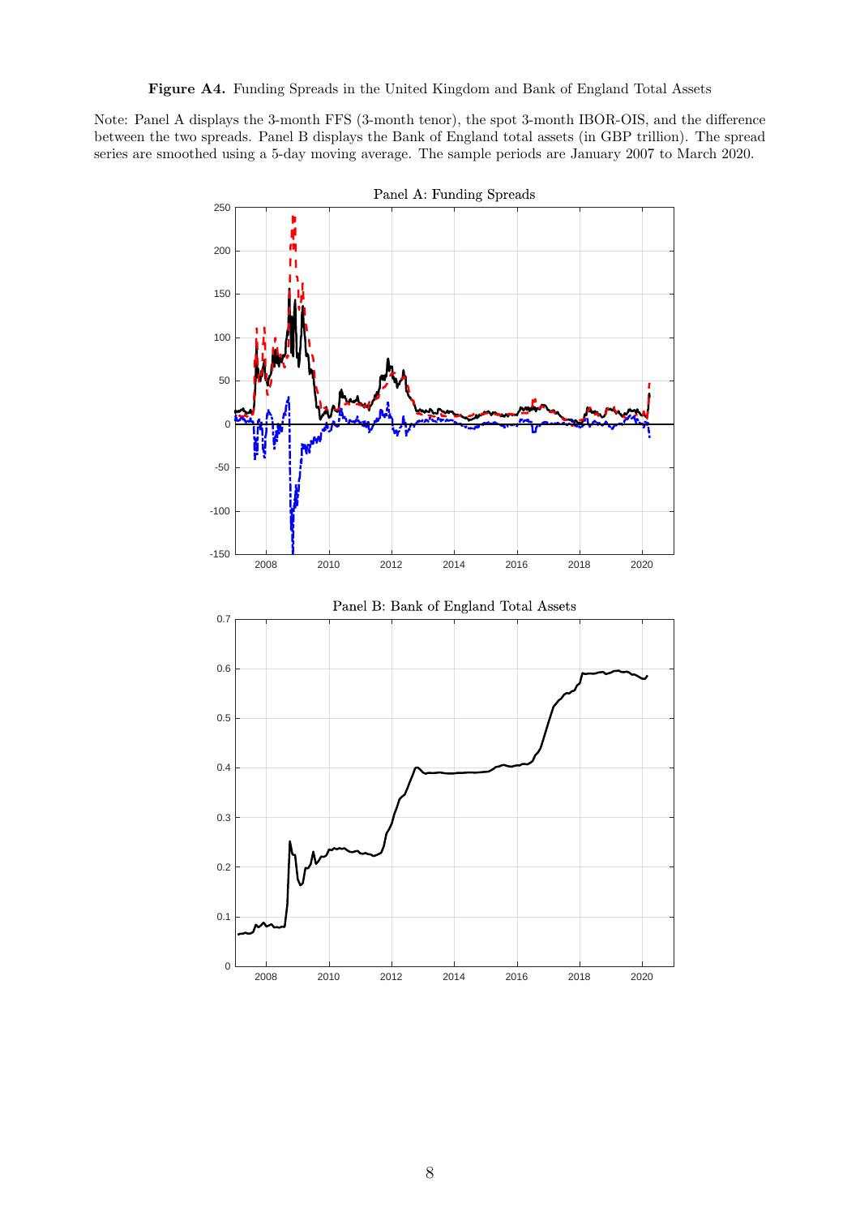**Figure A4.** Funding Spreads in the United Kingdom and Bank of England Total Assets

Note: Panel A displays the 3-month FFS (3-month tenor), the spot 3-month IBOR-OIS, and the difference between the two spreads. Panel B displays the Bank of England total assets (in GBP trillion). The spread series are smoothed using a 5-day moving average. The sample periods are January 2007 to March 2020.

Panel A: Funding Spreads

250
200
150
100
50
0
-50
-100
-150

2008 2010 2012 2014 2016 2018 2020

Panel B: Bank of England Total Assets

0.7
0.6
0.5
0.4
0.3
0.2
0.1
0

2008 2010 2012 2014 2016 2018 2020